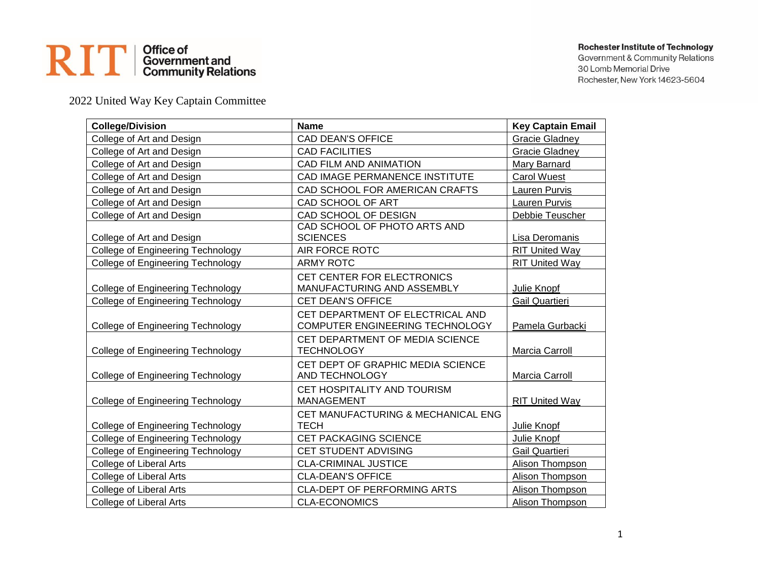Office of Government and Community Relations

**Rochester Institute of Technology**
Government & Community Relations
30 Lomb Memorial Drive
Rochester, New York 14623-5604

2022 United Way Key Captain Committee

| College/Division | Name | Key Captain Email |
|---|---|---|
| College of Art and Design | CAD DEAN'S OFFICE | Gracie Gladney |
| College of Art and Design | CAD FACILITIES | Gracie Gladney |
| College of Art and Design | CAD FILM AND ANIMATION | Mary Barnard |
| College of Art and Design | CAD IMAGE PERMANENCE INSTITUTE | Carol Wuest |
| College of Art and Design | CAD SCHOOL FOR AMERICAN CRAFTS | Lauren Purvis |
| College of Art and Design | CAD SCHOOL OF ART | Lauren Purvis |
| College of Art and Design | CAD SCHOOL OF DESIGN | Debbie Teuscher |
| College of Art and Design | CAD SCHOOL OF PHOTO ARTS AND SCIENCES | Lisa Deromanis |
| College of Engineering Technology | AIR FORCE ROTC | RIT United Way |
| College of Engineering Technology | ARMY ROTC | RIT United Way |
| College of Engineering Technology | CET CENTER FOR ELECTRONICS MANUFACTURING AND ASSEMBLY | Julie Knopf |
| College of Engineering Technology | CET DEAN'S OFFICE | Gail Quartieri |
| College of Engineering Technology | CET DEPARTMENT OF ELECTRICAL AND COMPUTER ENGINEERING TECHNOLOGY | Pamela Gurbacki |
| College of Engineering Technology | CET DEPARTMENT OF MEDIA SCIENCE TECHNOLOGY | Marcia Carroll |
| College of Engineering Technology | CET DEPT OF GRAPHIC MEDIA SCIENCE AND TECHNOLOGY | Marcia Carroll |
| College of Engineering Technology | CET HOSPITALITY AND TOURISM MANAGEMENT | RIT United Way |
| College of Engineering Technology | CET MANUFACTURING & MECHANICAL ENG TECH | Julie Knopf |
| College of Engineering Technology | CET PACKAGING SCIENCE | Julie Knopf |
| College of Engineering Technology | CET STUDENT ADVISING | Gail Quartieri |
| College of Liberal Arts | CLA-CRIMINAL JUSTICE | Alison Thompson |
| College of Liberal Arts | CLA-DEAN'S OFFICE | Alison Thompson |
| College of Liberal Arts | CLA-DEPT OF PERFORMING ARTS | Alison Thompson |
| College of Liberal Arts | CLA-ECONOMICS | Alison Thompson |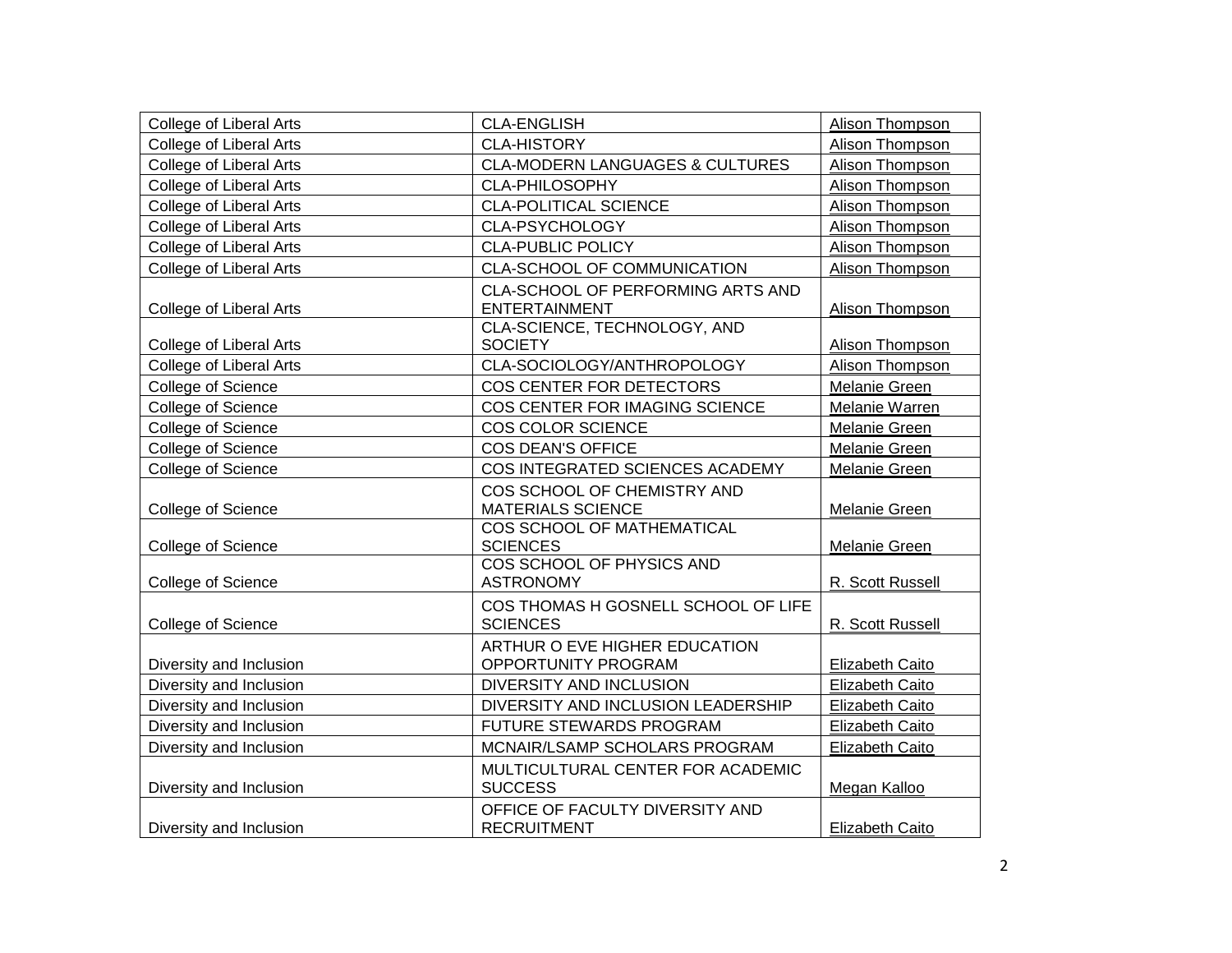| College of Liberal Arts | CLA-ENGLISH | Alison Thompson |
|---|---|---|
| College of Liberal Arts | CLA-HISTORY | Alison Thompson |
| College of Liberal Arts | CLA-MODERN LANGUAGES & CULTURES | Alison Thompson |
| College of Liberal Arts | CLA-PHILOSOPHY | Alison Thompson |
| College of Liberal Arts | CLA-POLITICAL SCIENCE | Alison Thompson |
| College of Liberal Arts | CLA-PSYCHOLOGY | Alison Thompson |
| College of Liberal Arts | CLA-PUBLIC POLICY | Alison Thompson |
| College of Liberal Arts | CLA-SCHOOL OF COMMUNICATION | Alison Thompson |
| College of Liberal Arts | CLA-SCHOOL OF PERFORMING ARTS AND ENTERTAINMENT | Alison Thompson |
| College of Liberal Arts | CLA-SCIENCE, TECHNOLOGY, AND SOCIETY | Alison Thompson |
| College of Liberal Arts | CLA-SOCIOLOGY/ANTHROPOLOGY | Alison Thompson |
| College of Science | COS CENTER FOR DETECTORS | Melanie Green |
| College of Science | COS CENTER FOR IMAGING SCIENCE | Melanie Warren |
| College of Science | COS COLOR SCIENCE | Melanie Green |
| College of Science | COS DEAN'S OFFICE | Melanie Green |
| College of Science | COS INTEGRATED SCIENCES ACADEMY | Melanie Green |
| College of Science | COS SCHOOL OF CHEMISTRY AND MATERIALS SCIENCE | Melanie Green |
| College of Science | COS SCHOOL OF MATHEMATICAL SCIENCES | Melanie Green |
| College of Science | COS SCHOOL OF PHYSICS AND ASTRONOMY | R. Scott Russell |
| College of Science | COS THOMAS H GOSNELL SCHOOL OF LIFE SCIENCES | R. Scott Russell |
| Diversity and Inclusion | ARTHUR O EVE HIGHER EDUCATION OPPORTUNITY PROGRAM | Elizabeth Caito |
| Diversity and Inclusion | DIVERSITY AND INCLUSION | Elizabeth Caito |
| Diversity and Inclusion | DIVERSITY AND INCLUSION LEADERSHIP | Elizabeth Caito |
| Diversity and Inclusion | FUTURE STEWARDS PROGRAM | Elizabeth Caito |
| Diversity and Inclusion | MCNAIR/LSAMP SCHOLARS PROGRAM | Elizabeth Caito |
| Diversity and Inclusion | MULTICULTURAL CENTER FOR ACADEMIC SUCCESS | Megan Kalloo |
| Diversity and Inclusion | OFFICE OF FACULTY DIVERSITY AND RECRUITMENT | Elizabeth Caito |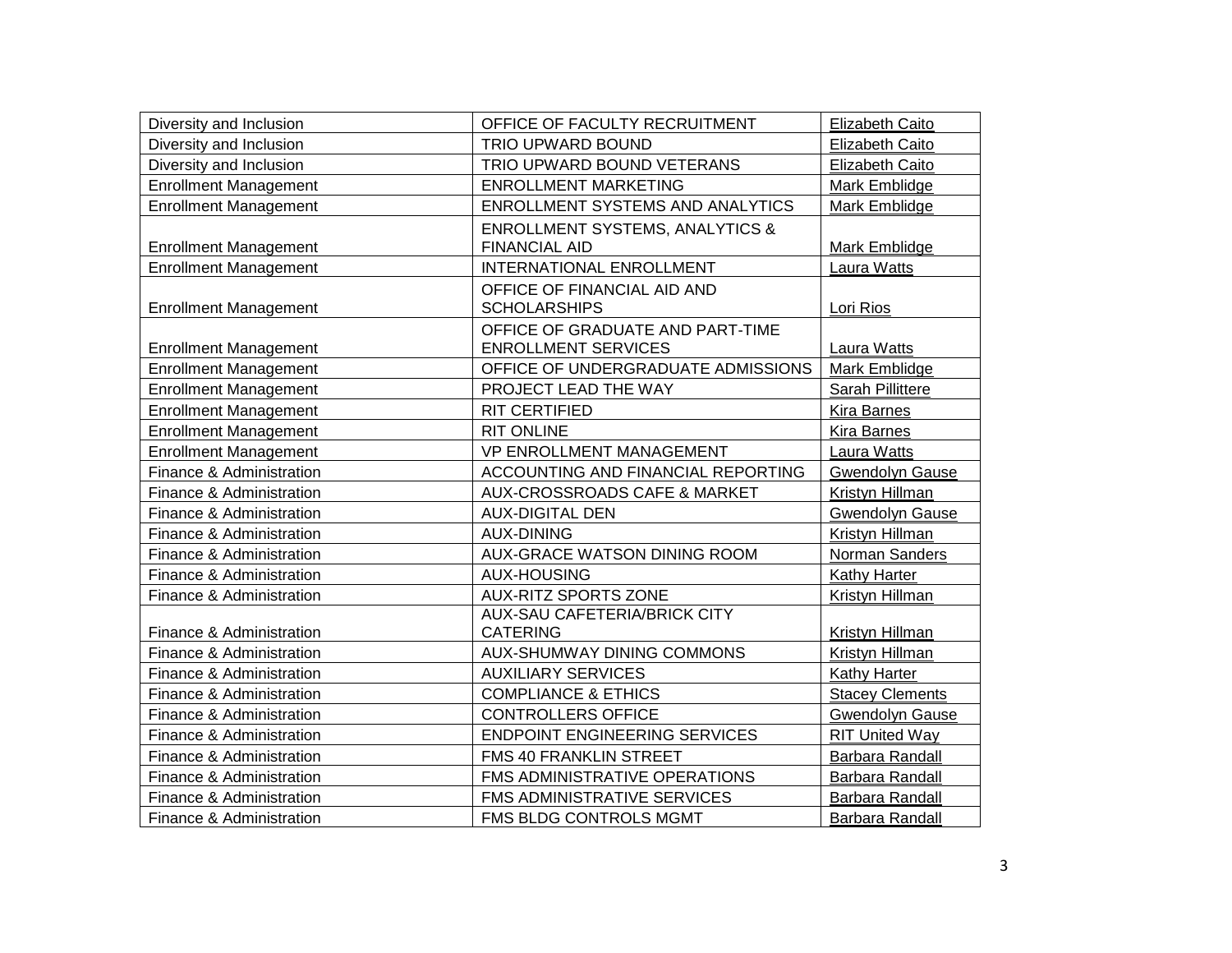| Diversity and Inclusion | OFFICE OF FACULTY RECRUITMENT | Elizabeth Caito |
|---|---|---|
| Diversity and Inclusion | TRIO UPWARD BOUND | Elizabeth Caito |
| Diversity and Inclusion | TRIO UPWARD BOUND VETERANS | Elizabeth Caito |
| Enrollment Management | ENROLLMENT MARKETING | Mark Emblidge |
| Enrollment Management | ENROLLMENT SYSTEMS AND ANALYTICS | Mark Emblidge |
| Enrollment Management | ENROLLMENT SYSTEMS, ANALYTICS & FINANCIAL AID | Mark Emblidge |
| Enrollment Management | INTERNATIONAL ENROLLMENT | Laura Watts |
| Enrollment Management | OFFICE OF FINANCIAL AID AND SCHOLARSHIPS | Lori Rios |
| Enrollment Management | OFFICE OF GRADUATE AND PART-TIME ENROLLMENT SERVICES | Laura Watts |
| Enrollment Management | OFFICE OF UNDERGRADUATE ADMISSIONS | Mark Emblidge |
| Enrollment Management | PROJECT LEAD THE WAY | Sarah Pillittere |
| Enrollment Management | RIT CERTIFIED | Kira Barnes |
| Enrollment Management | RIT ONLINE | Kira Barnes |
| Enrollment Management | VP ENROLLMENT MANAGEMENT | Laura Watts |
| Finance & Administration | ACCOUNTING AND FINANCIAL REPORTING | Gwendolyn Gause |
| Finance & Administration | AUX-CROSSROADS CAFE & MARKET | Kristyn Hillman |
| Finance & Administration | AUX-DIGITAL DEN | Gwendolyn Gause |
| Finance & Administration | AUX-DINING | Kristyn Hillman |
| Finance & Administration | AUX-GRACE WATSON DINING ROOM | Norman Sanders |
| Finance & Administration | AUX-HOUSING | Kathy Harter |
| Finance & Administration | AUX-RITZ SPORTS ZONE | Kristyn Hillman |
| Finance & Administration | AUX-SAU CAFETERIA/BRICK CITY CATERING | Kristyn Hillman |
| Finance & Administration | AUX-SHUMWAY DINING COMMONS | Kristyn Hillman |
| Finance & Administration | AUXILIARY SERVICES | Kathy Harter |
| Finance & Administration | COMPLIANCE & ETHICS | Stacey Clements |
| Finance & Administration | CONTROLLERS OFFICE | Gwendolyn Gause |
| Finance & Administration | ENDPOINT ENGINEERING SERVICES | RIT United Way |
| Finance & Administration | FMS 40 FRANKLIN STREET | Barbara Randall |
| Finance & Administration | FMS ADMINISTRATIVE OPERATIONS | Barbara Randall |
| Finance & Administration | FMS ADMINISTRATIVE SERVICES | Barbara Randall |
| Finance & Administration | FMS BLDG CONTROLS MGMT | Barbara Randall |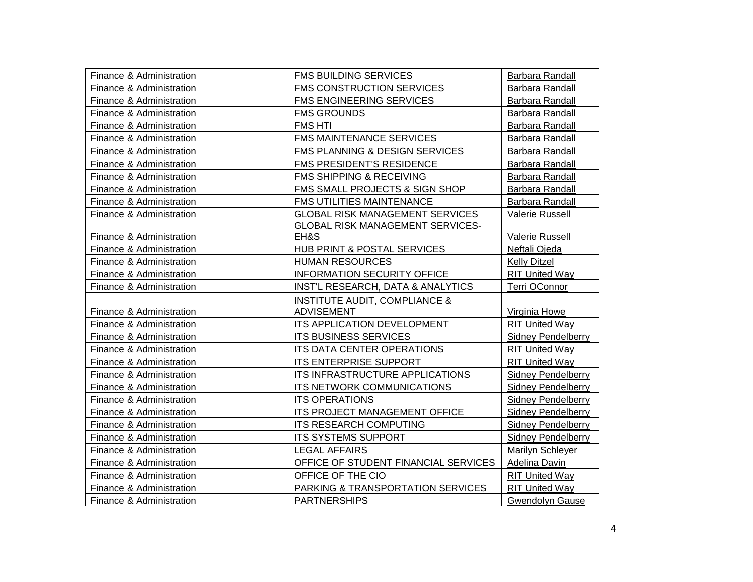| | | |
|---|---|---|
| Finance & Administration | FMS BUILDING SERVICES | Barbara Randall |
| Finance & Administration | FMS CONSTRUCTION SERVICES | Barbara Randall |
| Finance & Administration | FMS ENGINEERING SERVICES | Barbara Randall |
| Finance & Administration | FMS GROUNDS | Barbara Randall |
| Finance & Administration | FMS HTI | Barbara Randall |
| Finance & Administration | FMS MAINTENANCE SERVICES | Barbara Randall |
| Finance & Administration | FMS PLANNING & DESIGN SERVICES | Barbara Randall |
| Finance & Administration | FMS PRESIDENT'S RESIDENCE | Barbara Randall |
| Finance & Administration | FMS SHIPPING & RECEIVING | Barbara Randall |
| Finance & Administration | FMS SMALL PROJECTS & SIGN SHOP | Barbara Randall |
| Finance & Administration | FMS UTILITIES MAINTENANCE | Barbara Randall |
| Finance & Administration | GLOBAL RISK MANAGEMENT SERVICES | Valerie Russell |
| Finance & Administration | GLOBAL RISK MANAGEMENT SERVICES-EH&S | Valerie Russell |
| Finance & Administration | HUB PRINT & POSTAL SERVICES | Neftali Ojeda |
| Finance & Administration | HUMAN RESOURCES | Kelly Ditzel |
| Finance & Administration | INFORMATION SECURITY OFFICE | RIT United Way |
| Finance & Administration | INST'L RESEARCH, DATA & ANALYTICS | Terri OConnor |
| Finance & Administration | INSTITUTE AUDIT, COMPLIANCE & ADVISEMENT | Virginia Howe |
| Finance & Administration | ITS APPLICATION DEVELOPMENT | RIT United Way |
| Finance & Administration | ITS BUSINESS SERVICES | Sidney Pendelberry |
| Finance & Administration | ITS DATA CENTER OPERATIONS | RIT United Way |
| Finance & Administration | ITS ENTERPRISE SUPPORT | RIT United Way |
| Finance & Administration | ITS INFRASTRUCTURE APPLICATIONS | Sidney Pendelberry |
| Finance & Administration | ITS NETWORK COMMUNICATIONS | Sidney Pendelberry |
| Finance & Administration | ITS OPERATIONS | Sidney Pendelberry |
| Finance & Administration | ITS PROJECT MANAGEMENT OFFICE | Sidney Pendelberry |
| Finance & Administration | ITS RESEARCH COMPUTING | Sidney Pendelberry |
| Finance & Administration | ITS SYSTEMS SUPPORT | Sidney Pendelberry |
| Finance & Administration | LEGAL AFFAIRS | Marilyn Schleyer |
| Finance & Administration | OFFICE OF STUDENT FINANCIAL SERVICES | Adelina Davin |
| Finance & Administration | OFFICE OF THE CIO | RIT United Way |
| Finance & Administration | PARKING & TRANSPORTATION SERVICES | RIT United Way |
| Finance & Administration | PARTNERSHIPS | Gwendolyn Gause |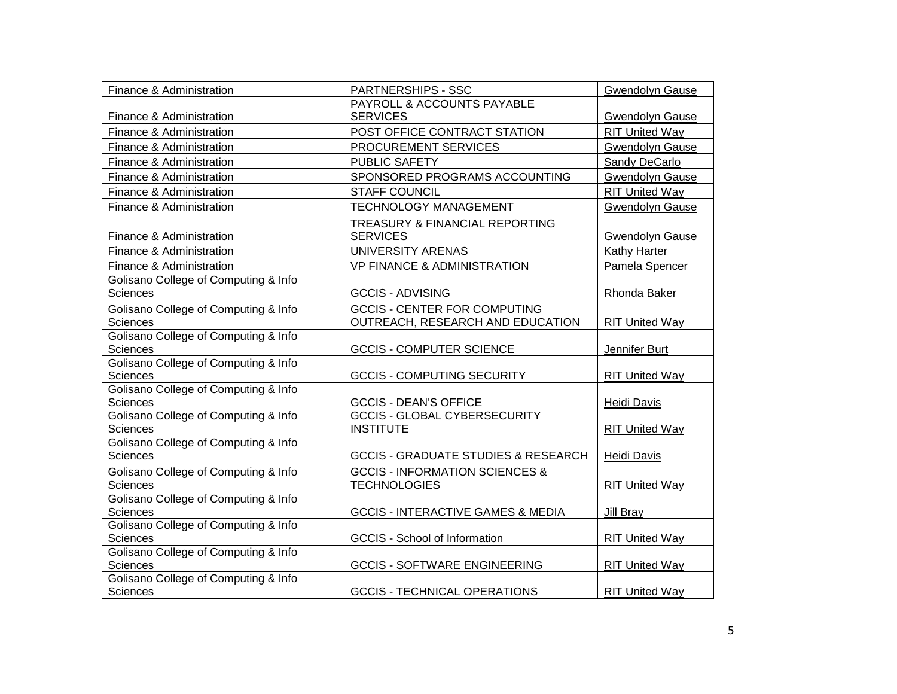| Finance & Administration | PARTNERSHIPS - SSC | Gwendolyn Gause |
|---|---|---|
| Finance & Administration | PAYROLL & ACCOUNTS PAYABLE SERVICES | Gwendolyn Gause |
| Finance & Administration | POST OFFICE CONTRACT STATION | RIT United Way |
| Finance & Administration | PROCUREMENT SERVICES | Gwendolyn Gause |
| Finance & Administration | PUBLIC SAFETY | Sandy DeCarlo |
| Finance & Administration | SPONSORED PROGRAMS ACCOUNTING | Gwendolyn Gause |
| Finance & Administration | STAFF COUNCIL | RIT United Way |
| Finance & Administration | TECHNOLOGY MANAGEMENT | Gwendolyn Gause |
| Finance & Administration | TREASURY & FINANCIAL REPORTING SERVICES | Gwendolyn Gause |
| Finance & Administration | UNIVERSITY ARENAS | Kathy Harter |
| Finance & Administration | VP FINANCE & ADMINISTRATION | Pamela Spencer |
| Golisano College of Computing & Info Sciences | GCCIS - ADVISING | Rhonda Baker |
| Golisano College of Computing & Info Sciences | GCCIS - CENTER FOR COMPUTING OUTREACH, RESEARCH AND EDUCATION | RIT United Way |
| Golisano College of Computing & Info Sciences | GCCIS - COMPUTER SCIENCE | Jennifer Burt |
| Golisano College of Computing & Info Sciences | GCCIS - COMPUTING SECURITY | RIT United Way |
| Golisano College of Computing & Info Sciences | GCCIS - DEAN'S OFFICE | Heidi Davis |
| Golisano College of Computing & Info Sciences | GCCIS - GLOBAL CYBERSECURITY INSTITUTE | RIT United Way |
| Golisano College of Computing & Info Sciences | GCCIS - GRADUATE STUDIES & RESEARCH | Heidi Davis |
| Golisano College of Computing & Info Sciences | GCCIS - INFORMATION SCIENCES & TECHNOLOGIES | RIT United Way |
| Golisano College of Computing & Info Sciences | GCCIS - INTERACTIVE GAMES & MEDIA | Jill Bray |
| Golisano College of Computing & Info Sciences | GCCIS - School of Information | RIT United Way |
| Golisano College of Computing & Info Sciences | GCCIS - SOFTWARE ENGINEERING | RIT United Way |
| Golisano College of Computing & Info Sciences | GCCIS - TECHNICAL OPERATIONS | RIT United Way |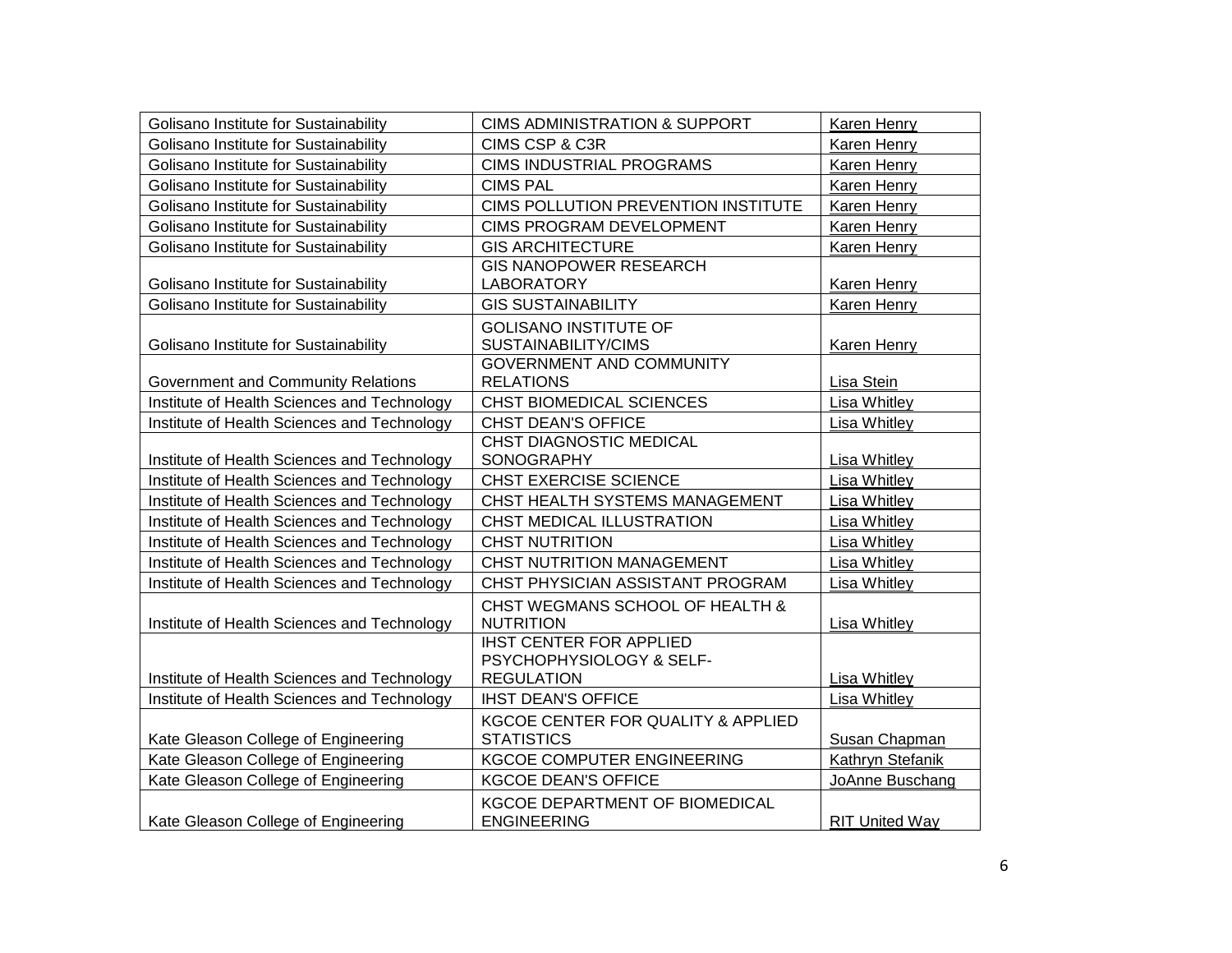| | | |
|---|---|---|
| Golisano Institute for Sustainability | CIMS ADMINISTRATION & SUPPORT | Karen Henry |
| Golisano Institute for Sustainability | CIMS CSP & C3R | Karen Henry |
| Golisano Institute for Sustainability | CIMS INDUSTRIAL PROGRAMS | Karen Henry |
| Golisano Institute for Sustainability | CIMS PAL | Karen Henry |
| Golisano Institute for Sustainability | CIMS POLLUTION PREVENTION INSTITUTE | Karen Henry |
| Golisano Institute for Sustainability | CIMS PROGRAM DEVELOPMENT | Karen Henry |
| Golisano Institute for Sustainability | GIS ARCHITECTURE | Karen Henry |
| Golisano Institute for Sustainability | GIS NANOPOWER RESEARCH LABORATORY | Karen Henry |
| Golisano Institute for Sustainability | GIS SUSTAINABILITY | Karen Henry |
| Golisano Institute for Sustainability | GOLISANO INSTITUTE OF SUSTAINABILITY/CIMS | Karen Henry |
| Government and Community Relations | GOVERNMENT AND COMMUNITY RELATIONS | Lisa Stein |
| Institute of Health Sciences and Technology | CHST BIOMEDICAL SCIENCES | Lisa Whitley |
| Institute of Health Sciences and Technology | CHST DEAN'S OFFICE | Lisa Whitley |
| Institute of Health Sciences and Technology | CHST DIAGNOSTIC MEDICAL SONOGRAPHY | Lisa Whitley |
| Institute of Health Sciences and Technology | CHST EXERCISE SCIENCE | Lisa Whitley |
| Institute of Health Sciences and Technology | CHST HEALTH SYSTEMS MANAGEMENT | Lisa Whitley |
| Institute of Health Sciences and Technology | CHST MEDICAL ILLUSTRATION | Lisa Whitley |
| Institute of Health Sciences and Technology | CHST NUTRITION | Lisa Whitley |
| Institute of Health Sciences and Technology | CHST NUTRITION MANAGEMENT | Lisa Whitley |
| Institute of Health Sciences and Technology | CHST PHYSICIAN ASSISTANT PROGRAM | Lisa Whitley |
| Institute of Health Sciences and Technology | CHST WEGMANS SCHOOL OF HEALTH & NUTRITION | Lisa Whitley |
| Institute of Health Sciences and Technology | IHST CENTER FOR APPLIED PSYCHOPHYSIOLOGY & SELF-REGULATION | Lisa Whitley |
| Institute of Health Sciences and Technology | IHST DEAN'S OFFICE | Lisa Whitley |
| Kate Gleason College of Engineering | KGCOE CENTER FOR QUALITY & APPLIED STATISTICS | Susan Chapman |
| Kate Gleason College of Engineering | KGCOE COMPUTER ENGINEERING | Kathryn Stefanik |
| Kate Gleason College of Engineering | KGCOE DEAN'S OFFICE | JoAnne Buschang |
| Kate Gleason College of Engineering | KGCOE DEPARTMENT OF BIOMEDICAL ENGINEERING | RIT United Way |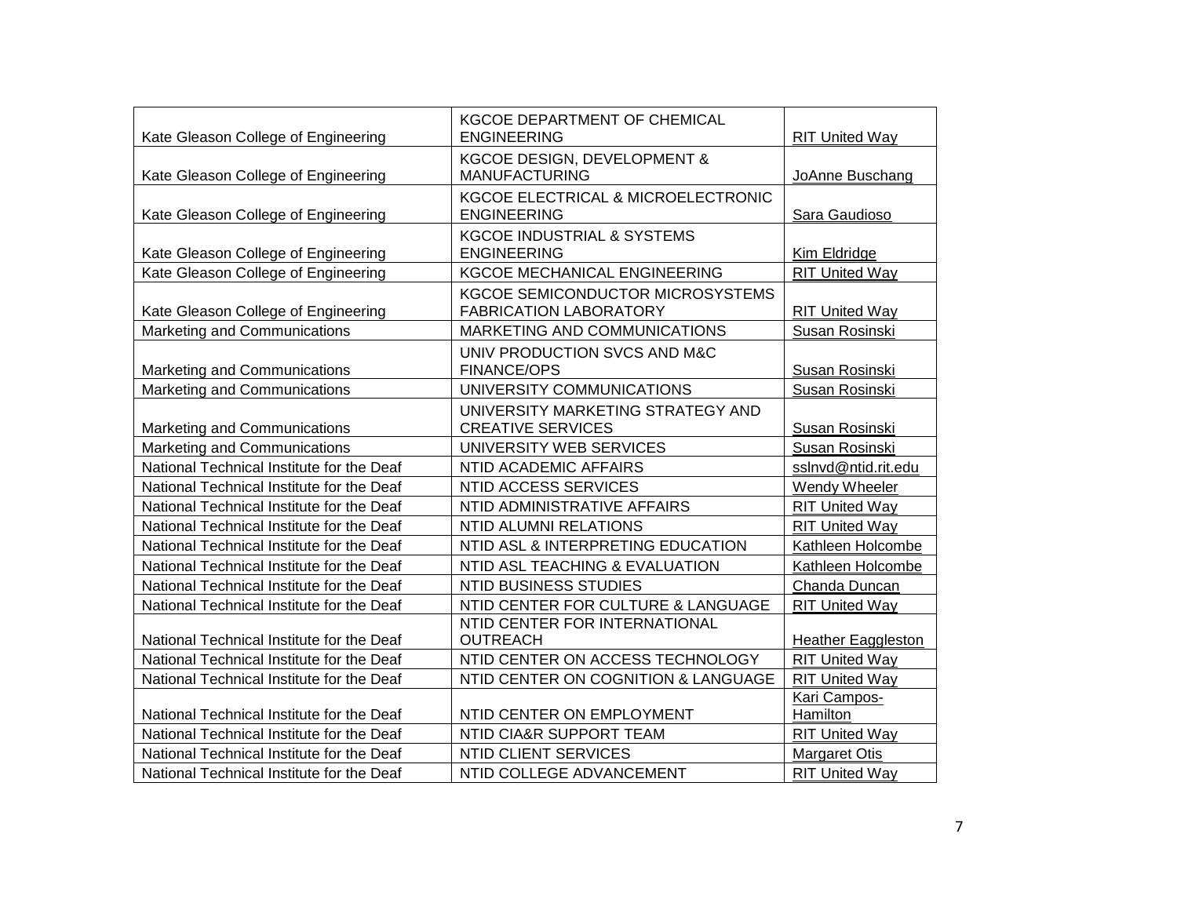| Kate Gleason College of Engineering | KGCOE DEPARTMENT OF CHEMICAL ENGINEERING | RIT United Way |
|---|---|---|
| Kate Gleason College of Engineering | KGCOE DESIGN, DEVELOPMENT & MANUFACTURING | JoAnne Buschang |
| Kate Gleason College of Engineering | KGCOE ELECTRICAL & MICROELECTRONIC ENGINEERING | Sara Gaudioso |
| Kate Gleason College of Engineering | KGCOE INDUSTRIAL & SYSTEMS ENGINEERING | Kim Eldridge |
| Kate Gleason College of Engineering | KGCOE MECHANICAL ENGINEERING | RIT United Way |
| Kate Gleason College of Engineering | KGCOE SEMICONDUCTOR MICROSYSTEMS FABRICATION LABORATORY | RIT United Way |
| Marketing and Communications | MARKETING AND COMMUNICATIONS | Susan Rosinski |
| Marketing and Communications | UNIV PRODUCTION SVCS AND M&C FINANCE/OPS | Susan Rosinski |
| Marketing and Communications | UNIVERSITY COMMUNICATIONS | Susan Rosinski |
| Marketing and Communications | UNIVERSITY MARKETING STRATEGY AND CREATIVE SERVICES | Susan Rosinski |
| Marketing and Communications | UNIVERSITY WEB SERVICES | Susan Rosinski |
| National Technical Institute for the Deaf | NTID ACADEMIC AFFAIRS | sslnvd@ntid.rit.edu |
| National Technical Institute for the Deaf | NTID ACCESS SERVICES | Wendy Wheeler |
| National Technical Institute for the Deaf | NTID ADMINISTRATIVE AFFAIRS | RIT United Way |
| National Technical Institute for the Deaf | NTID ALUMNI RELATIONS | RIT United Way |
| National Technical Institute for the Deaf | NTID ASL & INTERPRETING EDUCATION | Kathleen Holcombe |
| National Technical Institute for the Deaf | NTID ASL TEACHING & EVALUATION | Kathleen Holcombe |
| National Technical Institute for the Deaf | NTID BUSINESS STUDIES | Chanda Duncan |
| National Technical Institute for the Deaf | NTID CENTER FOR CULTURE & LANGUAGE | RIT United Way |
| National Technical Institute for the Deaf | NTID CENTER FOR INTERNATIONAL OUTREACH | Heather Eaggleston |
| National Technical Institute for the Deaf | NTID CENTER ON ACCESS TECHNOLOGY | RIT United Way |
| National Technical Institute for the Deaf | NTID CENTER ON COGNITION & LANGUAGE | RIT United Way |
| National Technical Institute for the Deaf | NTID CENTER ON EMPLOYMENT | Kari Campos-Hamilton |
| National Technical Institute for the Deaf | NTID CIA&R SUPPORT TEAM | RIT United Way |
| National Technical Institute for the Deaf | NTID CLIENT SERVICES | Margaret Otis |
| National Technical Institute for the Deaf | NTID COLLEGE ADVANCEMENT | RIT United Way |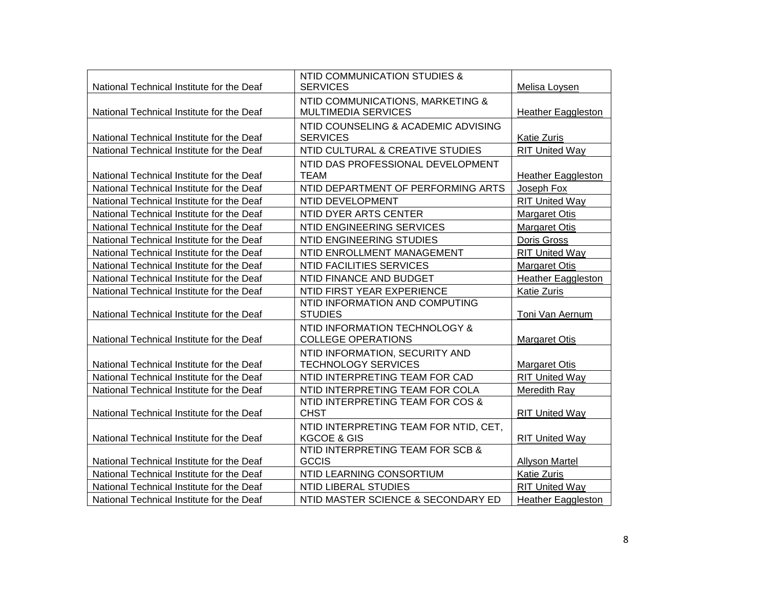| | | |
|---|---|---|
| National Technical Institute for the Deaf | NTID COMMUNICATION STUDIES & SERVICES | Melisa Loysen |
| National Technical Institute for the Deaf | NTID COMMUNICATIONS, MARKETING & MULTIMEDIA SERVICES | Heather Eaggleston |
| National Technical Institute for the Deaf | NTID COUNSELING & ACADEMIC ADVISING SERVICES | Katie Zuris |
| National Technical Institute for the Deaf | NTID CULTURAL & CREATIVE STUDIES | RIT United Way |
| National Technical Institute for the Deaf | NTID DAS PROFESSIONAL DEVELOPMENT TEAM | Heather Eaggleston |
| National Technical Institute for the Deaf | NTID DEPARTMENT OF PERFORMING ARTS | Joseph Fox |
| National Technical Institute for the Deaf | NTID DEVELOPMENT | RIT United Way |
| National Technical Institute for the Deaf | NTID DYER ARTS CENTER | Margaret Otis |
| National Technical Institute for the Deaf | NTID ENGINEERING SERVICES | Margaret Otis |
| National Technical Institute for the Deaf | NTID ENGINEERING STUDIES | Doris Gross |
| National Technical Institute for the Deaf | NTID ENROLLMENT MANAGEMENT | RIT United Way |
| National Technical Institute for the Deaf | NTID FACILITIES SERVICES | Margaret Otis |
| National Technical Institute for the Deaf | NTID FINANCE AND BUDGET | Heather Eaggleston |
| National Technical Institute for the Deaf | NTID FIRST YEAR EXPERIENCE | Katie Zuris |
| National Technical Institute for the Deaf | NTID INFORMATION AND COMPUTING STUDIES | Toni Van Aernum |
| National Technical Institute for the Deaf | NTID INFORMATION TECHNOLOGY & COLLEGE OPERATIONS | Margaret Otis |
| National Technical Institute for the Deaf | NTID INFORMATION, SECURITY AND TECHNOLOGY SERVICES | Margaret Otis |
| National Technical Institute for the Deaf | NTID INTERPRETING TEAM FOR CAD | RIT United Way |
| National Technical Institute for the Deaf | NTID INTERPRETING TEAM FOR COLA | Meredith Ray |
| National Technical Institute for the Deaf | NTID INTERPRETING TEAM FOR COS & CHST | RIT United Way |
| National Technical Institute for the Deaf | NTID INTERPRETING TEAM FOR NTID, CET, KGCOE & GIS | RIT United Way |
| National Technical Institute for the Deaf | NTID INTERPRETING TEAM FOR SCB & GCCIS | Allyson Martel |
| National Technical Institute for the Deaf | NTID LEARNING CONSORTIUM | Katie Zuris |
| National Technical Institute for the Deaf | NTID LIBERAL STUDIES | RIT United Way |
| National Technical Institute for the Deaf | NTID MASTER SCIENCE & SECONDARY ED | Heather Eaggleston |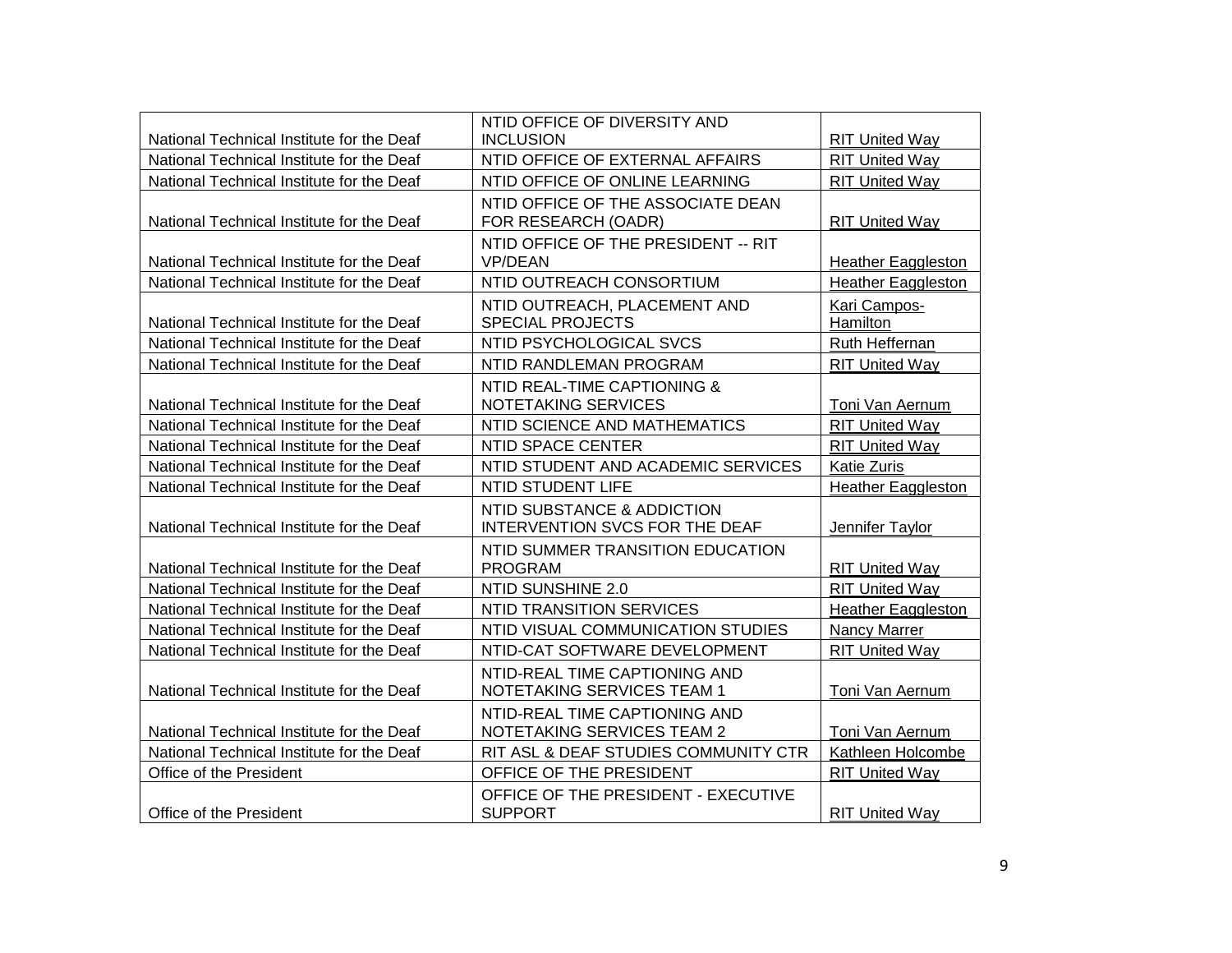| National Technical Institute for the Deaf | NTID OFFICE OF DIVERSITY AND INCLUSION | RIT United Way |
|---|---|---|
| National Technical Institute for the Deaf | NTID OFFICE OF EXTERNAL AFFAIRS | RIT United Way |
| National Technical Institute for the Deaf | NTID OFFICE OF ONLINE LEARNING | RIT United Way |
| National Technical Institute for the Deaf | NTID OFFICE OF THE ASSOCIATE DEAN FOR RESEARCH (OADR) | RIT United Way |
| National Technical Institute for the Deaf | NTID OFFICE OF THE PRESIDENT -- RIT VP/DEAN | Heather Eaggleston |
| National Technical Institute for the Deaf | NTID OUTREACH CONSORTIUM | Heather Eaggleston |
| National Technical Institute for the Deaf | NTID OUTREACH, PLACEMENT AND SPECIAL PROJECTS | Kari Campos-Hamilton |
| National Technical Institute for the Deaf | NTID PSYCHOLOGICAL SVCS | Ruth Heffernan |
| National Technical Institute for the Deaf | NTID RANDLEMAN PROGRAM | RIT United Way |
| National Technical Institute for the Deaf | NTID REAL-TIME CAPTIONING & NOTETAKING SERVICES | Toni Van Aernum |
| National Technical Institute for the Deaf | NTID SCIENCE AND MATHEMATICS | RIT United Way |
| National Technical Institute for the Deaf | NTID SPACE CENTER | RIT United Way |
| National Technical Institute for the Deaf | NTID STUDENT AND ACADEMIC SERVICES | Katie Zuris |
| National Technical Institute for the Deaf | NTID STUDENT LIFE | Heather Eaggleston |
| National Technical Institute for the Deaf | NTID SUBSTANCE & ADDICTION INTERVENTION SVCS FOR THE DEAF | Jennifer Taylor |
| National Technical Institute for the Deaf | NTID SUMMER TRANSITION EDUCATION PROGRAM | RIT United Way |
| National Technical Institute for the Deaf | NTID SUNSHINE 2.0 | RIT United Way |
| National Technical Institute for the Deaf | NTID TRANSITION SERVICES | Heather Eaggleston |
| National Technical Institute for the Deaf | NTID VISUAL COMMUNICATION STUDIES | Nancy Marrer |
| National Technical Institute for the Deaf | NTID-CAT SOFTWARE DEVELOPMENT | RIT United Way |
| National Technical Institute for the Deaf | NTID-REAL TIME CAPTIONING AND NOTETAKING SERVICES TEAM 1 | Toni Van Aernum |
| National Technical Institute for the Deaf | NTID-REAL TIME CAPTIONING AND NOTETAKING SERVICES TEAM 2 | Toni Van Aernum |
| National Technical Institute for the Deaf | RIT ASL & DEAF STUDIES COMMUNITY CTR | Kathleen Holcombe |
| Office of the President | OFFICE OF THE PRESIDENT | RIT United Way |
| Office of the President | OFFICE OF THE PRESIDENT - EXECUTIVE SUPPORT | RIT United Way |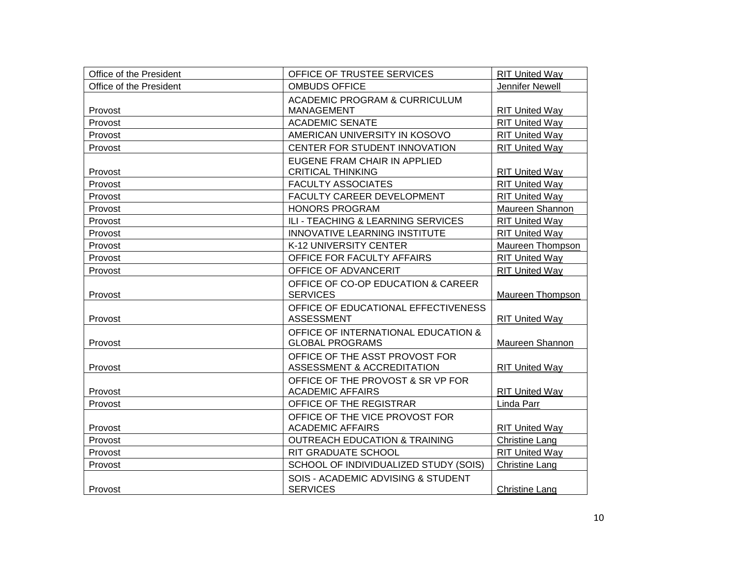| Office of the President | OFFICE OF TRUSTEE SERVICES | RIT United Way |
|---|---|---|
| Office of the President | OMBUDS OFFICE | Jennifer Newell |
| Provost | ACADEMIC PROGRAM & CURRICULUM MANAGEMENT | RIT United Way |
| Provost | ACADEMIC SENATE | RIT United Way |
| Provost | AMERICAN UNIVERSITY IN KOSOVO | RIT United Way |
| Provost | CENTER FOR STUDENT INNOVATION | RIT United Way |
| Provost | EUGENE FRAM CHAIR IN APPLIED CRITICAL THINKING | RIT United Way |
| Provost | FACULTY ASSOCIATES | RIT United Way |
| Provost | FACULTY CAREER DEVELOPMENT | RIT United Way |
| Provost | HONORS PROGRAM | Maureen Shannon |
| Provost | ILI - TEACHING & LEARNING SERVICES | RIT United Way |
| Provost | INNOVATIVE LEARNING INSTITUTE | RIT United Way |
| Provost | K-12 UNIVERSITY CENTER | Maureen Thompson |
| Provost | OFFICE FOR FACULTY AFFAIRS | RIT United Way |
| Provost | OFFICE OF ADVANCERIT | RIT United Way |
| Provost | OFFICE OF CO-OP EDUCATION & CAREER SERVICES | Maureen Thompson |
| Provost | OFFICE OF EDUCATIONAL EFFECTIVENESS ASSESSMENT | RIT United Way |
| Provost | OFFICE OF INTERNATIONAL EDUCATION & GLOBAL PROGRAMS | Maureen Shannon |
| Provost | OFFICE OF THE ASST PROVOST FOR ASSESSMENT & ACCREDITATION | RIT United Way |
| Provost | OFFICE OF THE PROVOST & SR VP FOR ACADEMIC AFFAIRS | RIT United Way |
| Provost | OFFICE OF THE REGISTRAR | Linda Parr |
| Provost | OFFICE OF THE VICE PROVOST FOR ACADEMIC AFFAIRS | RIT United Way |
| Provost | OUTREACH EDUCATION & TRAINING | Christine Lang |
| Provost | RIT GRADUATE SCHOOL | RIT United Way |
| Provost | SCHOOL OF INDIVIDUALIZED STUDY (SOIS) | Christine Lang |
| Provost | SOIS - ACADEMIC ADVISING & STUDENT SERVICES | Christine Lang |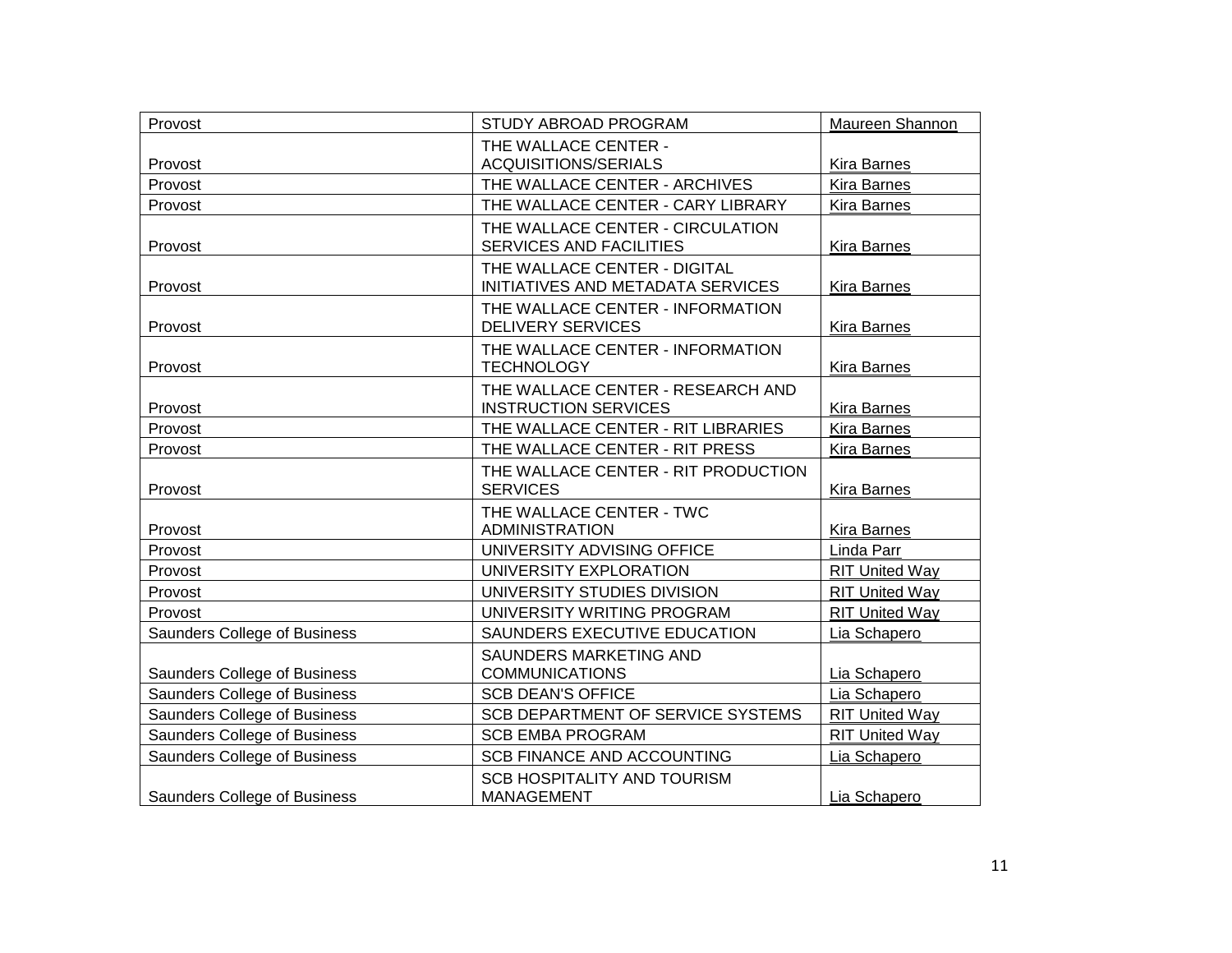| Provost | STUDY ABROAD PROGRAM | Maureen Shannon |
|---|---|---|
| Provost | THE WALLACE CENTER - ACQUISITIONS/SERIALS | Kira Barnes |
| Provost | THE WALLACE CENTER - ARCHIVES | Kira Barnes |
| Provost | THE WALLACE CENTER - CARY LIBRARY | Kira Barnes |
| Provost | THE WALLACE CENTER - CIRCULATION SERVICES AND FACILITIES | Kira Barnes |
| Provost | THE WALLACE CENTER - DIGITAL INITIATIVES AND METADATA SERVICES | Kira Barnes |
| Provost | THE WALLACE CENTER - INFORMATION DELIVERY SERVICES | Kira Barnes |
| Provost | THE WALLACE CENTER - INFORMATION TECHNOLOGY | Kira Barnes |
| Provost | THE WALLACE CENTER - RESEARCH AND INSTRUCTION SERVICES | Kira Barnes |
| Provost | THE WALLACE CENTER - RIT LIBRARIES | Kira Barnes |
| Provost | THE WALLACE CENTER - RIT PRESS | Kira Barnes |
| Provost | THE WALLACE CENTER - RIT PRODUCTION SERVICES | Kira Barnes |
| Provost | THE WALLACE CENTER - TWC ADMINISTRATION | Kira Barnes |
| Provost | UNIVERSITY ADVISING OFFICE | Linda Parr |
| Provost | UNIVERSITY EXPLORATION | RIT United Way |
| Provost | UNIVERSITY STUDIES DIVISION | RIT United Way |
| Provost | UNIVERSITY WRITING PROGRAM | RIT United Way |
| Saunders College of Business | SAUNDERS EXECUTIVE EDUCATION | Lia Schapero |
| Saunders College of Business | SAUNDERS MARKETING AND COMMUNICATIONS | Lia Schapero |
| Saunders College of Business | SCB DEAN'S OFFICE | Lia Schapero |
| Saunders College of Business | SCB DEPARTMENT OF SERVICE SYSTEMS | RIT United Way |
| Saunders College of Business | SCB EMBA PROGRAM | RIT United Way |
| Saunders College of Business | SCB FINANCE AND ACCOUNTING | Lia Schapero |
| Saunders College of Business | SCB HOSPITALITY AND TOURISM MANAGEMENT | Lia Schapero |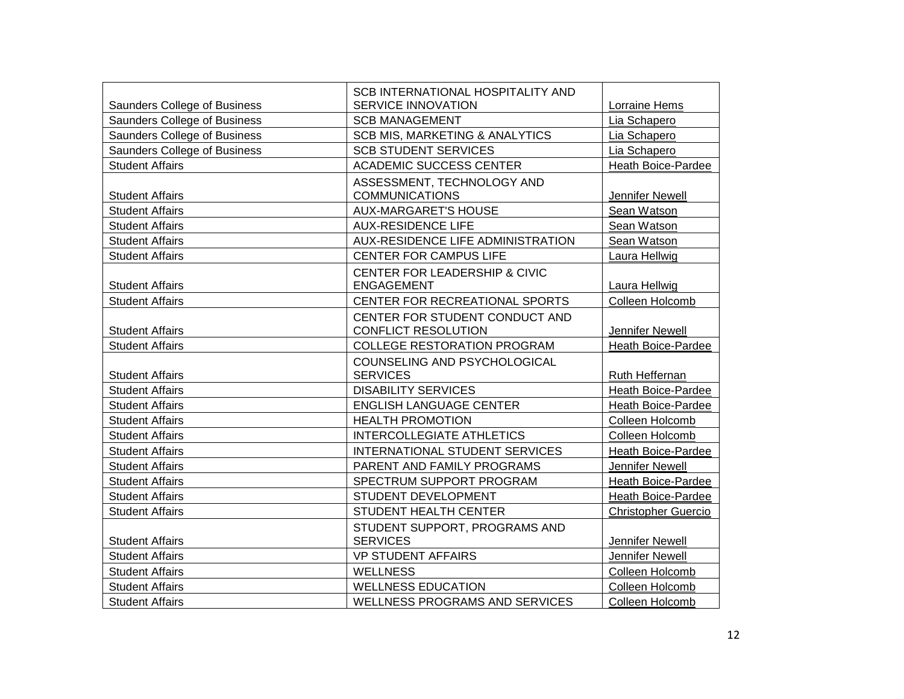| | | |
|---|---|---|
| Saunders College of Business | SCB INTERNATIONAL HOSPITALITY AND SERVICE INNOVATION | Lorraine Hems |
| Saunders College of Business | SCB MANAGEMENT | Lia Schapero |
| Saunders College of Business | SCB MIS, MARKETING & ANALYTICS | Lia Schapero |
| Saunders College of Business | SCB STUDENT SERVICES | Lia Schapero |
| Student Affairs | ACADEMIC SUCCESS CENTER | Heath Boice-Pardee |
| Student Affairs | ASSESSMENT, TECHNOLOGY AND COMMUNICATIONS | Jennifer Newell |
| Student Affairs | AUX-MARGARET'S HOUSE | Sean Watson |
| Student Affairs | AUX-RESIDENCE LIFE | Sean Watson |
| Student Affairs | AUX-RESIDENCE LIFE ADMINISTRATION | Sean Watson |
| Student Affairs | CENTER FOR CAMPUS LIFE | Laura Hellwig |
| Student Affairs | CENTER FOR LEADERSHIP & CIVIC ENGAGEMENT | Laura Hellwig |
| Student Affairs | CENTER FOR RECREATIONAL SPORTS | Colleen Holcomb |
| Student Affairs | CENTER FOR STUDENT CONDUCT AND CONFLICT RESOLUTION | Jennifer Newell |
| Student Affairs | COLLEGE RESTORATION PROGRAM | Heath Boice-Pardee |
| Student Affairs | COUNSELING AND PSYCHOLOGICAL SERVICES | Ruth Heffernan |
| Student Affairs | DISABILITY SERVICES | Heath Boice-Pardee |
| Student Affairs | ENGLISH LANGUAGE CENTER | Heath Boice-Pardee |
| Student Affairs | HEALTH PROMOTION | Colleen Holcomb |
| Student Affairs | INTERCOLLEGIATE ATHLETICS | Colleen Holcomb |
| Student Affairs | INTERNATIONAL STUDENT SERVICES | Heath Boice-Pardee |
| Student Affairs | PARENT AND FAMILY PROGRAMS | Jennifer Newell |
| Student Affairs | SPECTRUM SUPPORT PROGRAM | Heath Boice-Pardee |
| Student Affairs | STUDENT DEVELOPMENT | Heath Boice-Pardee |
| Student Affairs | STUDENT HEALTH CENTER | Christopher Guercio |
| Student Affairs | STUDENT SUPPORT, PROGRAMS AND SERVICES | Jennifer Newell |
| Student Affairs | VP STUDENT AFFAIRS | Jennifer Newell |
| Student Affairs | WELLNESS | Colleen Holcomb |
| Student Affairs | WELLNESS EDUCATION | Colleen Holcomb |
| Student Affairs | WELLNESS PROGRAMS AND SERVICES | Colleen Holcomb |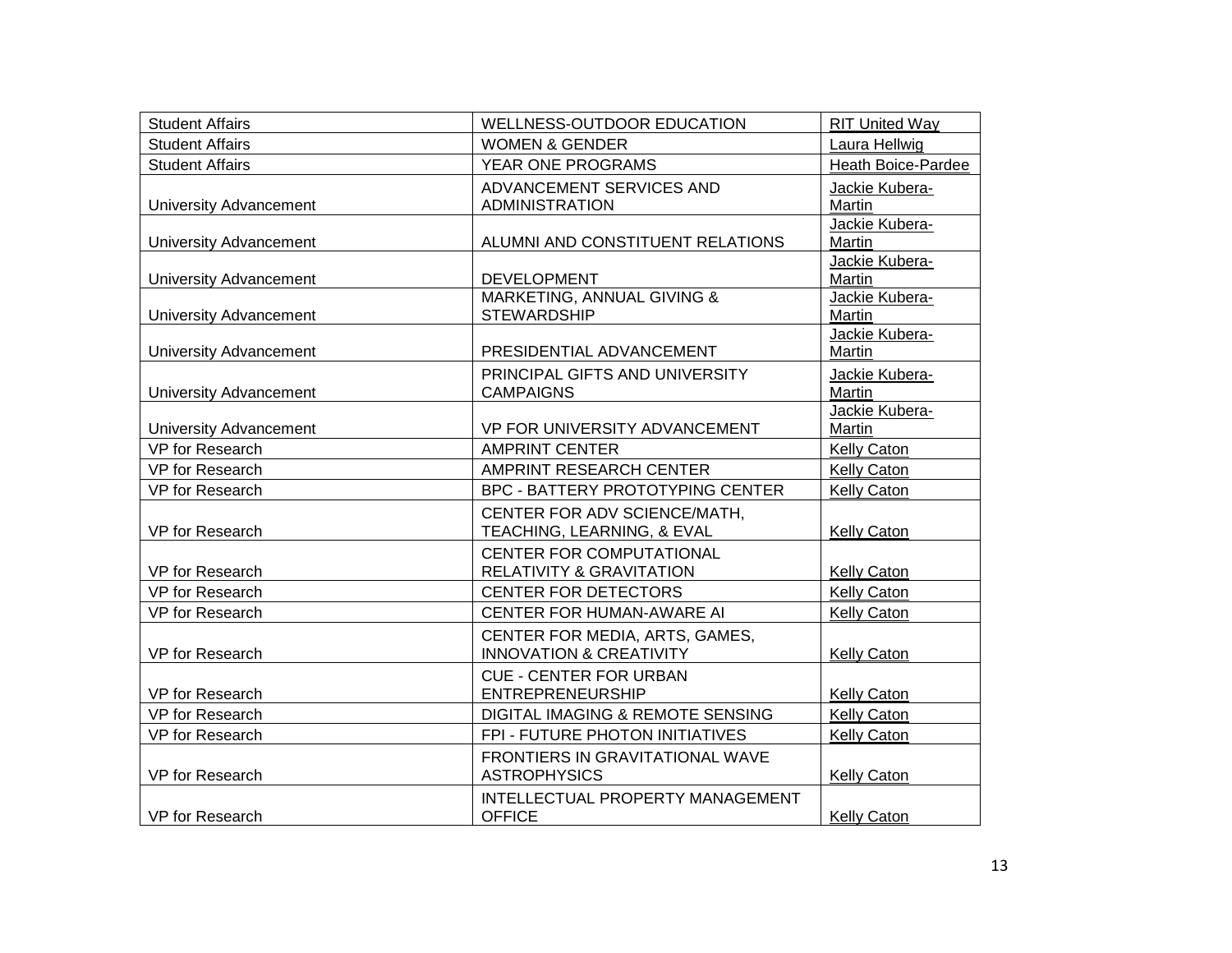| Student Affairs | WELLNESS-OUTDOOR EDUCATION | RIT United Way |
|---|---|---|
| Student Affairs | WOMEN & GENDER | Laura Hellwig |
| Student Affairs | YEAR ONE PROGRAMS | Heath Boice-Pardee |
| University Advancement | ADVANCEMENT SERVICES AND ADMINISTRATION | Jackie Kubera-Martin |
| University Advancement | ALUMNI AND CONSTITUENT RELATIONS | Jackie Kubera-Martin |
| University Advancement | DEVELOPMENT | Jackie Kubera-Martin |
| University Advancement | MARKETING, ANNUAL GIVING & STEWARDSHIP | Jackie Kubera-Martin |
| University Advancement | PRESIDENTIAL ADVANCEMENT | Jackie Kubera-Martin |
| University Advancement | PRINCIPAL GIFTS AND UNIVERSITY CAMPAIGNS | Jackie Kubera-Martin |
| University Advancement | VP FOR UNIVERSITY ADVANCEMENT | Jackie Kubera-Martin |
| VP for Research | AMPRINT CENTER | Kelly Caton |
| VP for Research | AMPRINT RESEARCH CENTER | Kelly Caton |
| VP for Research | BPC - BATTERY PROTOTYPING CENTER | Kelly Caton |
| VP for Research | CENTER FOR ADV SCIENCE/MATH, TEACHING, LEARNING, & EVAL | Kelly Caton |
| VP for Research | CENTER FOR COMPUTATIONAL RELATIVITY & GRAVITATION | Kelly Caton |
| VP for Research | CENTER FOR DETECTORS | Kelly Caton |
| VP for Research | CENTER FOR HUMAN-AWARE AI | Kelly Caton |
| VP for Research | CENTER FOR MEDIA, ARTS, GAMES, INNOVATION & CREATIVITY | Kelly Caton |
| VP for Research | CUE - CENTER FOR URBAN ENTREPRENEURSHIP | Kelly Caton |
| VP for Research | DIGITAL IMAGING & REMOTE SENSING | Kelly Caton |
| VP for Research | FPI - FUTURE PHOTON INITIATIVES | Kelly Caton |
| VP for Research | FRONTIERS IN GRAVITATIONAL WAVE ASTROPHYSICS | Kelly Caton |
| VP for Research | INTELLECTUAL PROPERTY MANAGEMENT OFFICE | Kelly Caton |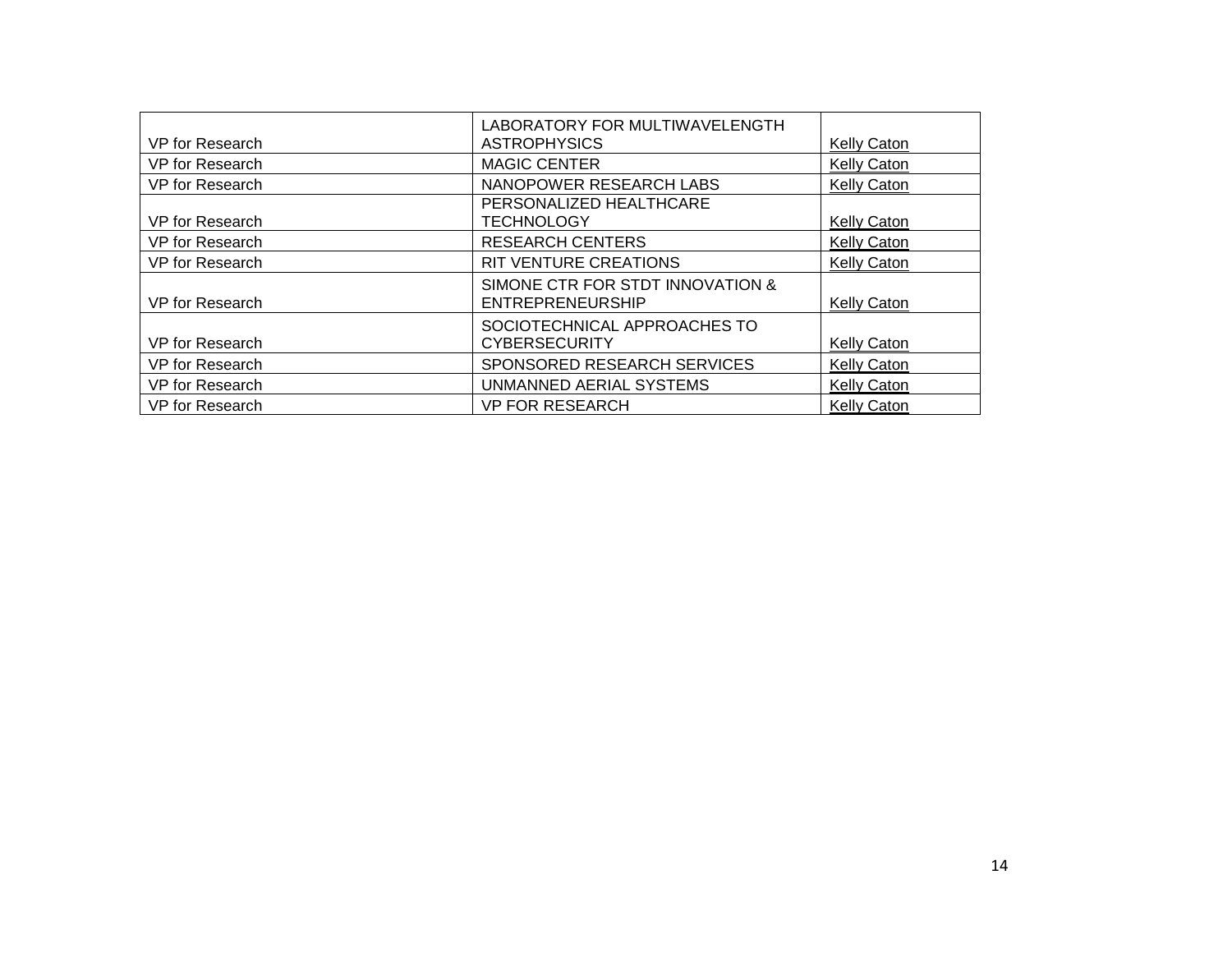| | | |
|---|---|---|
| VP for Research | LABORATORY FOR MULTIWAVELENGTH ASTROPHYSICS | Kelly Caton |
| VP for Research | MAGIC CENTER | Kelly Caton |
| VP for Research | NANOPOWER RESEARCH LABS | Kelly Caton |
| VP for Research | PERSONALIZED HEALTHCARE TECHNOLOGY | Kelly Caton |
| VP for Research | RESEARCH CENTERS | Kelly Caton |
| VP for Research | RIT VENTURE CREATIONS | Kelly Caton |
| VP for Research | SIMONE CTR FOR STDT INNOVATION & ENTREPRENEURSHIP | Kelly Caton |
| VP for Research | SOCIOTECHNICAL APPROACHES TO CYBERSECURITY | Kelly Caton |
| VP for Research | SPONSORED RESEARCH SERVICES | Kelly Caton |
| VP for Research | UNMANNED AERIAL SYSTEMS | Kelly Caton |
| VP for Research | VP FOR RESEARCH | Kelly Caton |